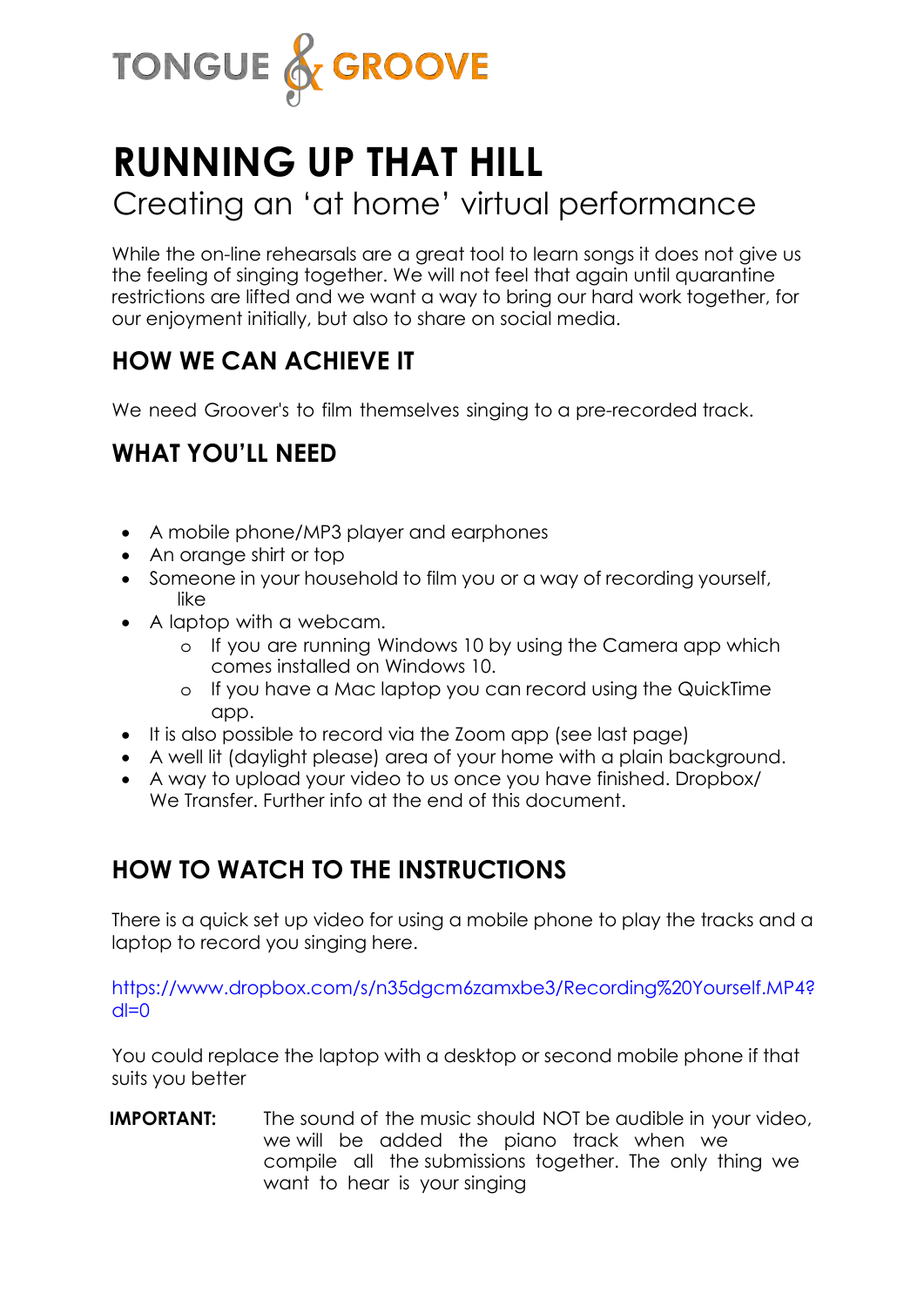TONGUE & GROOVE

# RUNNING UP THAT HILL

Creating an 'at home' virtual performance

While the on-line rehearsals are a great tool to learn songs it does not give us the feeling of singing together. We will not feel that again until quarantine restrictions are lifted and we want a way to bring our hard work together, for our enjoyment initially, but also to share on social media.

## HOW WE CAN ACHIEVE IT

We need Groover's to film themselves singing to a pre-recorded track.

## WHAT YOU'LL NEED

- A mobile phone/MP3 player and earphones
- An orange shirt or top
- Someone in your household to film you or a way of recording yourself, like
- A laptop with a webcam.
  - If you are running Windows 10 by using the Camera app which comes installed on Windows 10.
  - If you have a Mac laptop you can record using the QuickTime app.
- It is also possible to record via the Zoom app (see last page)
- A well lit (daylight please) area of your home with a plain background.
- A way to upload your video to us once you have finished. Dropbox/ We Transfer. Further info at the end of this document.

## HOW TO WATCH TO THE INSTRUCTIONS

There is a quick set up video for using a mobile phone to play the tracks and a laptop to record you singing here.

https://www.dropbox.com/s/n35dgcm6zamxbe3/Recording%20Yourself.MP4?dl=0

You could replace the laptop with a desktop or second mobile phone if that suits you better

**IMPORTANT:** The sound of the music should NOT be audible in your video, we will be added the piano track when we compile all the submissions together. The only thing we want to hear is your singing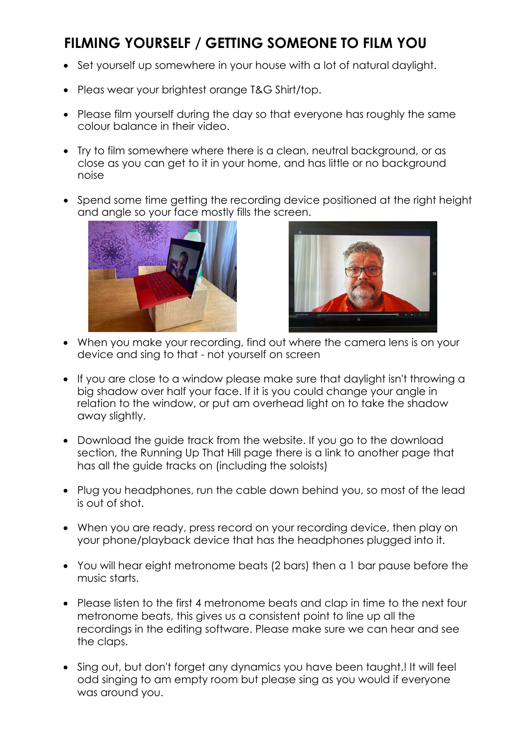## FILMING YOURSELF / GETTING SOMEONE TO FILM YOU

- Set yourself up somewhere in your house with a lot of natural daylight.
- Pleas wear your brightest orange T&G Shirt/top.
- Please film yourself during the day so that everyone has roughly the same colour balance in their video.
- Try to film somewhere where there is a clean, neutral background, or as close as you can get to it in your home, and has little or no background noise
- Spend some time getting the recording device positioned at the right height and angle so your face mostly fills the screen.
- When you make your recording, find out where the camera lens is on your device and sing to that - not yourself on screen
- If you are close to a window please make sure that daylight isn't throwing a big shadow over half your face. If it is you could change your angle in relation to the window, or put am overhead light on to take the shadow away slightly.
- Download the guide track from the website. If you go to the download section, the Running Up That Hill page there is a link to another page that has all the guide tracks on (including the soloists)
- Plug you headphones, run the cable down behind you, so most of the lead is out of shot.
- When you are ready, press record on your recording device, then play on your phone/playback device that has the headphones plugged into it.
- You will hear eight metronome beats (2 bars) then a 1 bar pause before the music starts.
- Please listen to the first 4 metronome beats and clap in time to the next four metronome beats, this gives us a consistent point to line up all the recordings in the editing software. Please make sure we can hear and see the claps.
- Sing out, but don't forget any dynamics you have been taught.! It will feel odd singing to am empty room but please sing as you would if everyone was around you.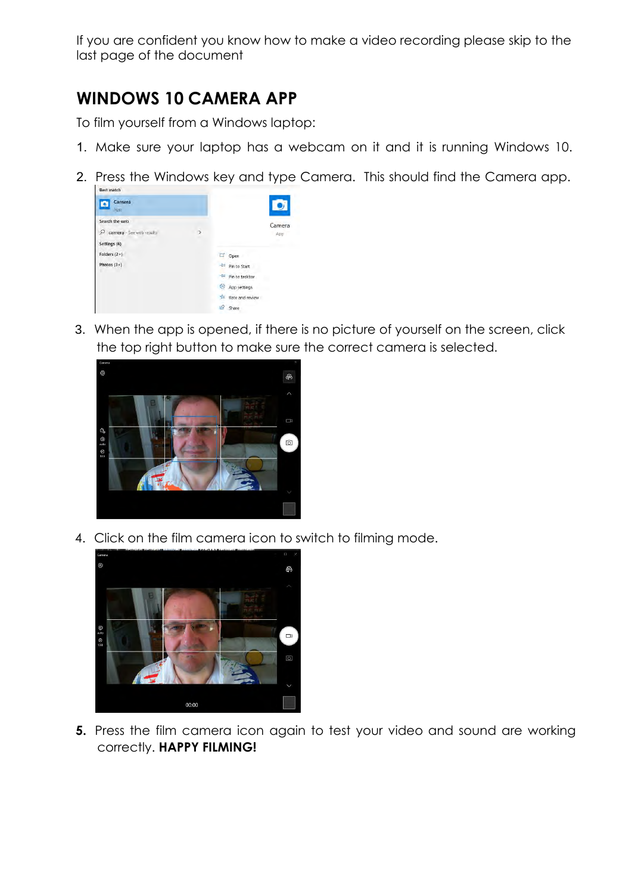If you are confident you know how to make a video recording please skip to the last page of the document

## WINDOWS 10 CAMERA APP

To film yourself from a Windows laptop:

1. Make sure your laptop has a webcam on it and it is running Windows 10.
2. Press the Windows key and type Camera. This should find the Camera app.
3. When the app is opened, if there is no picture of yourself on the screen, click the top right button to make sure the correct camera is selected.
4. Click on the film camera icon to switch to filming mode.
5. Press the film camera icon again to test your video and sound are working correctly. **HAPPY FILMING!**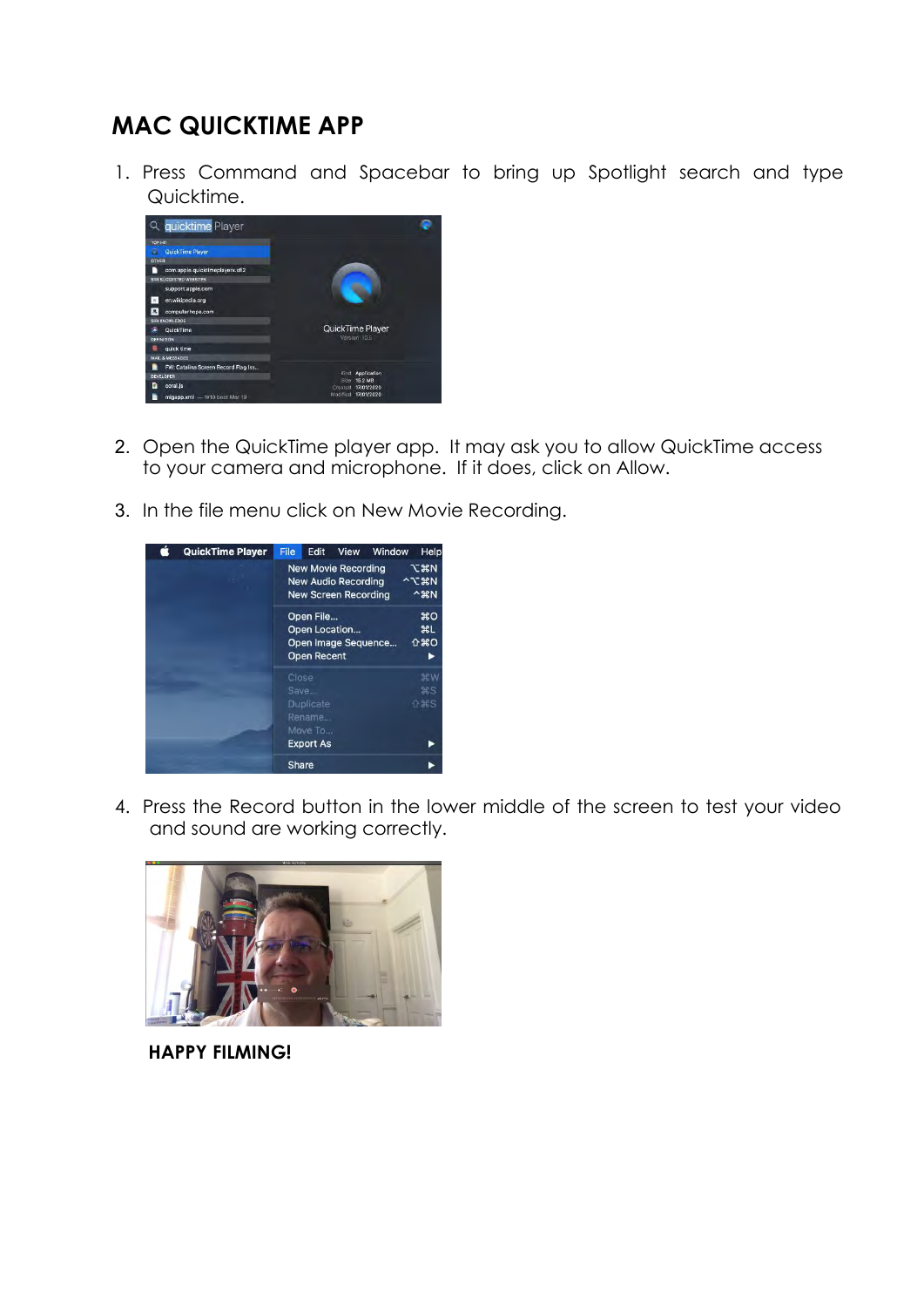## MAC QUICKTIME APP

1. Press Command and Spacebar to bring up Spotlight search and type Quicktime.

2. Open the QuickTime player app. It may ask you to allow QuickTime access to your camera and microphone. If it does, click on Allow.

3. In the file menu click on New Movie Recording.

4. Press the Record button in the lower middle of the screen to test your video and sound are working correctly.

**HAPPY FILMING!**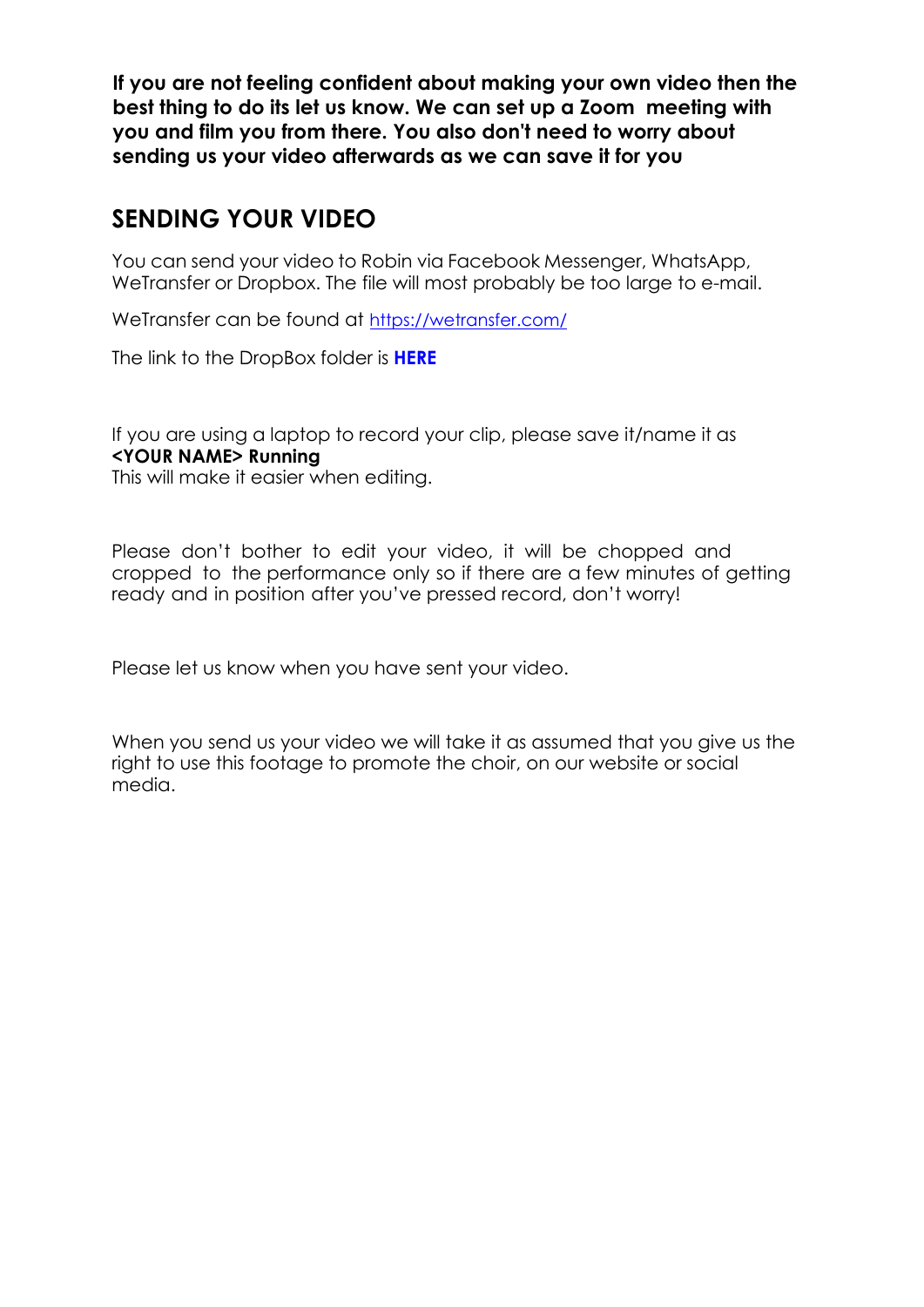**If you are not feeling confident about making your own video then the best thing to do its let us know. We can set up a Zoom meeting with you and film you from there. You also don't need to worry about sending us your video afterwards as we can save it for you**

## SENDING YOUR VIDEO

You can send your video to Robin via Facebook Messenger, WhatsApp, WeTransfer or Dropbox. The file will most probably be too large to e-mail.

WeTransfer can be found at https://wetransfer.com/

The link to the DropBox folder is **HERE**

If you are using a laptop to record your clip, please save it/name it as
**<YOUR NAME> Running**
This will make it easier when editing.

Please don't bother to edit your video, it will be chopped and cropped to the performance only so if there are a few minutes of getting ready and in position after you've pressed record, don't worry!

Please let us know when you have sent your video.

When you send us your video we will take it as assumed that you give us the right to use this footage to promote the choir, on our website or social media.